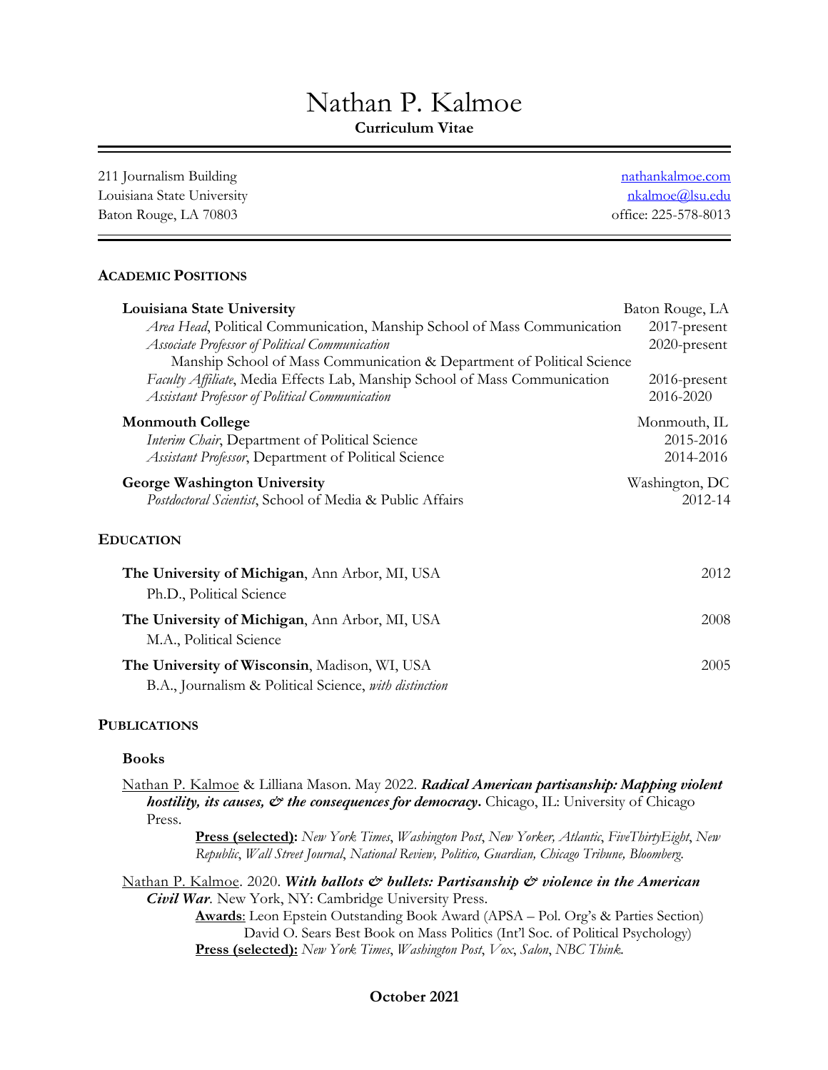# Nathan P. Kalmoe

**Curriculum Vitae**

211 Journalism Building
Louisiana State University
Baton Rouge, LA 70803

nathankalmoe.com
nkalmoe@lsu.edu
office: 225-578-8013

## ACADEMIC POSITIONS

**Louisiana State University** — Baton Rouge, LA

- *Area Head*, Political Communication, Manship School of Mass Communication — 2017-present
- *Associate Professor of Political Communication* — 2020-present
  Manship School of Mass Communication & Department of Political Science
- *Faculty Affiliate*, Media Effects Lab, Manship School of Mass Communication — 2016-present
- *Assistant Professor of Political Communication* — 2016-2020

**Monmouth College** — Monmouth, IL

- *Interim Chair*, Department of Political Science — 2015-2016
- *Assistant Professor*, Department of Political Science — 2014-2016

**George Washington University** — Washington, DC

- *Postdoctoral Scientist*, School of Media & Public Affairs — 2012-14

## EDUCATION

**The University of Michigan**, Ann Arbor, MI, USA — 2012
Ph.D., Political Science

**The University of Michigan**, Ann Arbor, MI, USA — 2008
M.A., Political Science

**The University of Wisconsin**, Madison, WI, USA — 2005
B.A., Journalism & Political Science, *with distinction*

## PUBLICATIONS

### Books

Nathan P. Kalmoe & Lilliana Mason. May 2022. ***Radical American partisanship: Mapping violent hostility, its causes, & the consequences for democracy*.** Chicago, IL: University of Chicago Press.

**Press (selected):** *New York Times*, *Washington Post*, *New Yorker, Atlantic*, *FiveThirtyEight*, *New Republic*, *Wall Street Journal*, *National Review, Politico, Guardian, Chicago Tribune, Bloomberg.*

Nathan P. Kalmoe. 2020. ***With ballots & bullets: Partisanship & violence in the American Civil War*.** New York, NY: Cambridge University Press.

**Awards**: Leon Epstein Outstanding Book Award (APSA – Pol. Org's & Parties Section)
David O. Sears Best Book on Mass Politics (Int'l Soc. of Political Psychology)

**Press (selected):** *New York Times*, *Washington Post*, *Vox*, *Salon*, *NBC Think.*

**October 2021**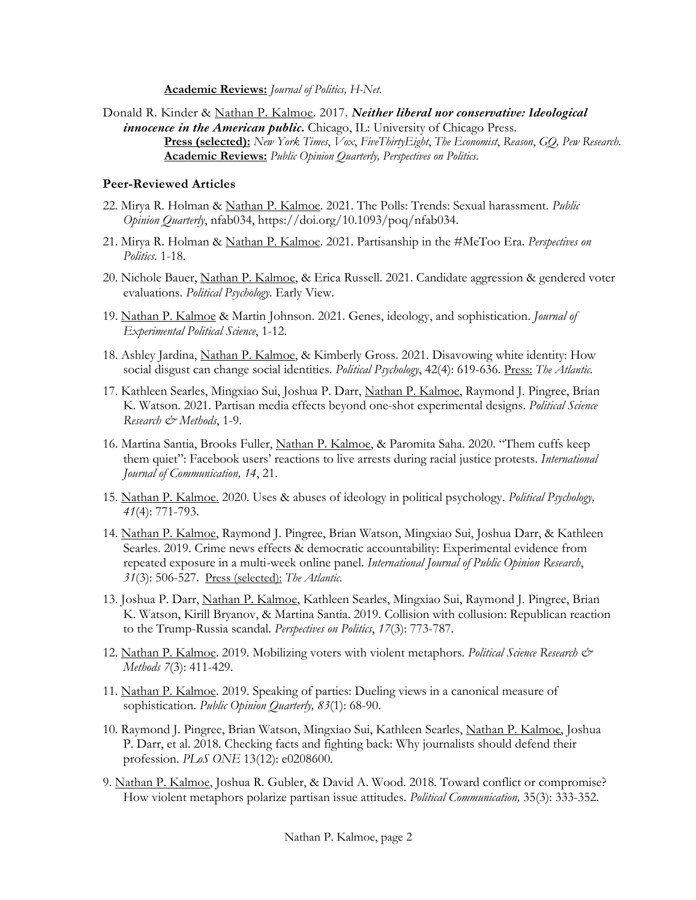**Academic Reviews:** *Journal of Politics, H-Net.*

Donald R. Kinder & <u>Nathan P. Kalmoe</u>. 2017. ***Neither liberal nor conservative: Ideological innocence in the American public.*** Chicago, IL: University of Chicago Press.

**Press (selected):** *New York Times*, *Vox*, *FiveThirtyEight*, *The Economist*, *Reason*, *GQ, Pew Research.*

**Academic Reviews:** *Public Opinion Quarterly, Perspectives on Politics*.

### Peer-Reviewed Articles

22. Mirya R. Holman & <u>Nathan P. Kalmoe</u>. 2021. The Polls: Trends: Sexual harassment. *Public Opinion Quarterly*, nfab034, https://doi.org/10.1093/poq/nfab034.

21. Mirya R. Holman & <u>Nathan P. Kalmoe</u>. 2021. Partisanship in the #MeToo Era. *Perspectives on Politics*. 1-18.

20. Nichole Bauer, <u>Nathan P. Kalmoe</u>, & Erica Russell. 2021. Candidate aggression & gendered voter evaluations. *Political Psychology*. Early View.

19. <u>Nathan P. Kalmoe</u> & Martin Johnson. 2021. Genes, ideology, and sophistication. *Journal of Experimental Political Science*, 1-12.

18. Ashley Jardina, <u>Nathan P. Kalmoe</u>, & Kimberly Gross. 2021. Disavowing white identity: How social disgust can change social identities. *Political Psychology*, 42(4): 619-636. <u>Press:</u> *The Atlantic.*

17. Kathleen Searles, Mingxiao Sui, Joshua P. Darr, <u>Nathan P. Kalmoe</u>, Raymond J. Pingree, Brian K. Watson. 2021. Partisan media effects beyond one-shot experimental designs. *Political Science Research & Methods*, 1-9.

16. Martina Santia, Brooks Fuller, <u>Nathan P. Kalmoe</u>, & Paromita Saha. 2020. "Them cuffs keep them quiet": Facebook users' reactions to live arrests during racial justice protests. *International Journal of Communication, 14*, 21.

15. <u>Nathan P. Kalmoe.</u> 2020. Uses & abuses of ideology in political psychology. *Political Psychology, 41*(4): 771-793.

14. <u>Nathan P. Kalmoe</u>, Raymond J. Pingree, Brian Watson, Mingxiao Sui, Joshua Darr, & Kathleen Searles. 2019. Crime news effects & democratic accountability: Experimental evidence from repeated exposure in a multi-week online panel. *International Journal of Public Opinion Research*, *31*(3): 506-527. <u>Press (selected):</u> *The Atlantic.*

13. Joshua P. Darr, <u>Nathan P. Kalmoe</u>, Kathleen Searles, Mingxiao Sui, Raymond J. Pingree, Brian K. Watson, Kirill Bryanov, & Martina Santia. 2019. Collision with collusion: Republican reaction to the Trump-Russia scandal. *Perspectives on Politics*, *17*(3): 773-787.

12. <u>Nathan P. Kalmoe</u>. 2019. Mobilizing voters with violent metaphors. *Political Science Research & Methods 7*(3): 411-429.

11. <u>Nathan P. Kalmoe</u>. 2019. Speaking of parties: Dueling views in a canonical measure of sophistication. *Public Opinion Quarterly, 83*(1): 68-90.

10. Raymond J. Pingree, Brian Watson, Mingxiao Sui, Kathleen Searles, <u>Nathan P. Kalmoe</u>, Joshua P. Darr, et al. 2018. Checking facts and fighting back: Why journalists should defend their profession. *PLoS ONE* 13(12): e0208600.

9. <u>Nathan P. Kalmoe</u>, Joshua R. Gubler, & David A. Wood. 2018. Toward conflict or compromise? How violent metaphors polarize partisan issue attitudes. *Political Communication,* 35(3): 333-352.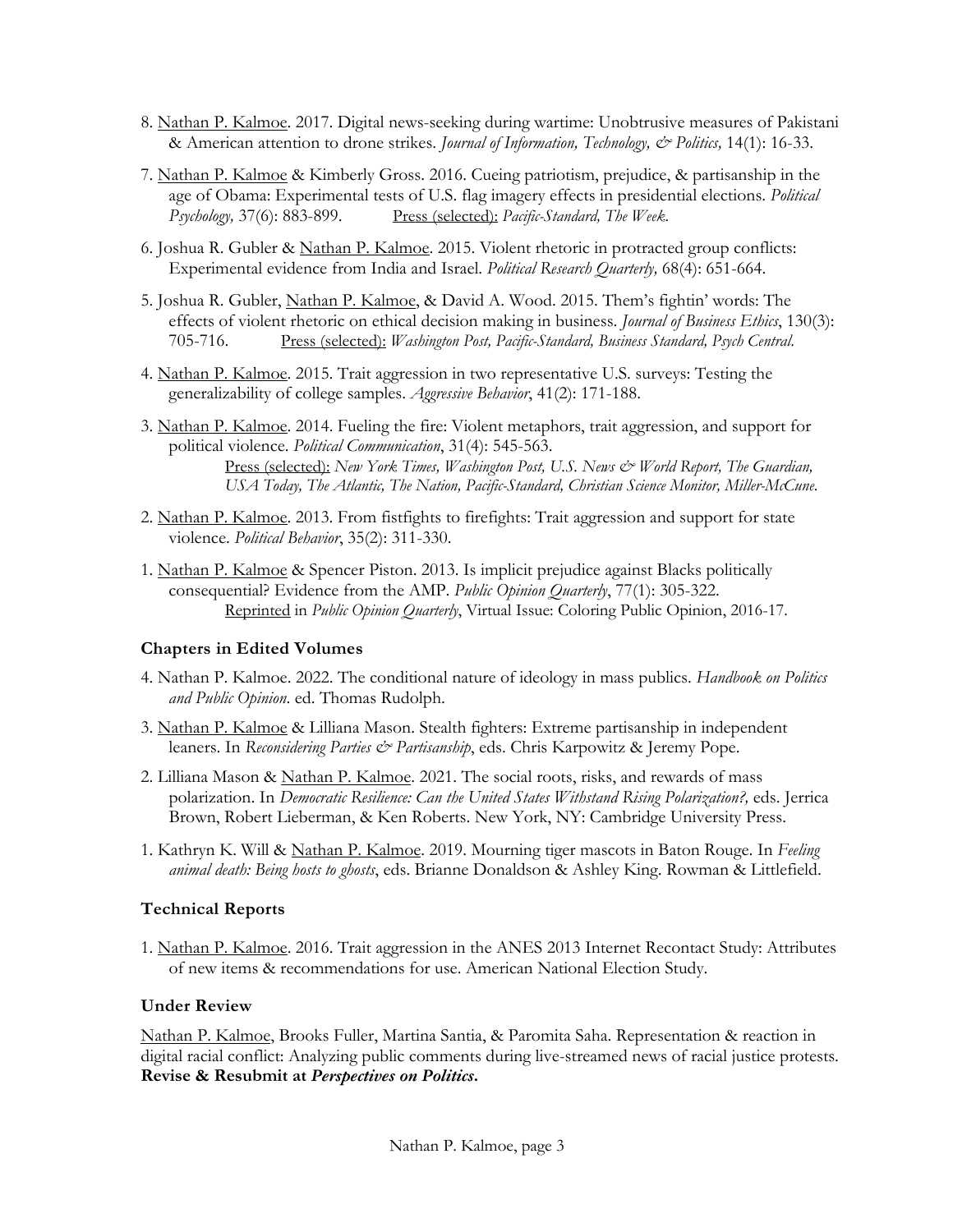8. <u>Nathan P. Kalmoe</u>. 2017. Digital news-seeking during wartime: Unobtrusive measures of Pakistani & American attention to drone strikes. *Journal of Information, Technology, & Politics,* 14(1): 16-33.

7. <u>Nathan P. Kalmoe</u> & Kimberly Gross. 2016. Cueing patriotism, prejudice, & partisanship in the age of Obama: Experimental tests of U.S. flag imagery effects in presidential elections. *Political Psychology,* 37(6): 883-899. <u>Press (selected):</u> *Pacific-Standard, The Week.*

6. Joshua R. Gubler & <u>Nathan P. Kalmoe</u>. 2015. Violent rhetoric in protracted group conflicts: Experimental evidence from India and Israel. *Political Research Quarterly,* 68(4): 651-664.

5. Joshua R. Gubler, <u>Nathan P. Kalmoe</u>, & David A. Wood. 2015. Them's fightin' words: The effects of violent rhetoric on ethical decision making in business. *Journal of Business Ethics*, 130(3): 705-716. <u>Press (selected):</u> *Washington Post, Pacific-Standard, Business Standard, Psych Central.*

4. <u>Nathan P. Kalmoe</u>. 2015. Trait aggression in two representative U.S. surveys: Testing the generalizability of college samples. *Aggressive Behavior*, 41(2): 171-188.

3. <u>Nathan P. Kalmoe</u>. 2014. Fueling the fire: Violent metaphors, trait aggression, and support for political violence. *Political Communication*, 31(4): 545-563.
   <u>Press (selected):</u> *New York Times, Washington Post, U.S. News & World Report, The Guardian, USA Today, The Atlantic, The Nation, Pacific-Standard, Christian Science Monitor, Miller-McCune.*

2. <u>Nathan P. Kalmoe</u>. 2013. From fistfights to firefights: Trait aggression and support for state violence. *Political Behavior*, 35(2): 311-330.

1. <u>Nathan P. Kalmoe</u> & Spencer Piston. 2013. Is implicit prejudice against Blacks politically consequential? Evidence from the AMP. *Public Opinion Quarterly*, 77(1): 305-322.
   <u>Reprinted</u> in *Public Opinion Quarterly*, Virtual Issue: Coloring Public Opinion, 2016-17.

### Chapters in Edited Volumes

4. Nathan P. Kalmoe. 2022. The conditional nature of ideology in mass publics. *Handbook on Politics and Public Opinion.* ed. Thomas Rudolph.

3. <u>Nathan P. Kalmoe</u> & Lilliana Mason. Stealth fighters: Extreme partisanship in independent leaners. In *Reconsidering Parties & Partisanship*, eds. Chris Karpowitz & Jeremy Pope.

2. Lilliana Mason & <u>Nathan P. Kalmoe</u>. 2021. The social roots, risks, and rewards of mass polarization. In *Democratic Resilience: Can the United States Withstand Rising Polarization?,* eds. Jerrica Brown, Robert Lieberman, & Ken Roberts. New York, NY: Cambridge University Press.

1. Kathryn K. Will & <u>Nathan P. Kalmoe</u>. 2019. Mourning tiger mascots in Baton Rouge. In *Feeling animal death: Being hosts to ghosts*, eds. Brianne Donaldson & Ashley King. Rowman & Littlefield.

### Technical Reports

1. <u>Nathan P. Kalmoe</u>. 2016. Trait aggression in the ANES 2013 Internet Recontact Study: Attributes of new items & recommendations for use. American National Election Study.

### Under Review

<u>Nathan P. Kalmoe</u>, Brooks Fuller, Martina Santia, & Paromita Saha. Representation & reaction in digital racial conflict: Analyzing public comments during live-streamed news of racial justice protests. **Revise & Resubmit at *Perspectives on Politics*.**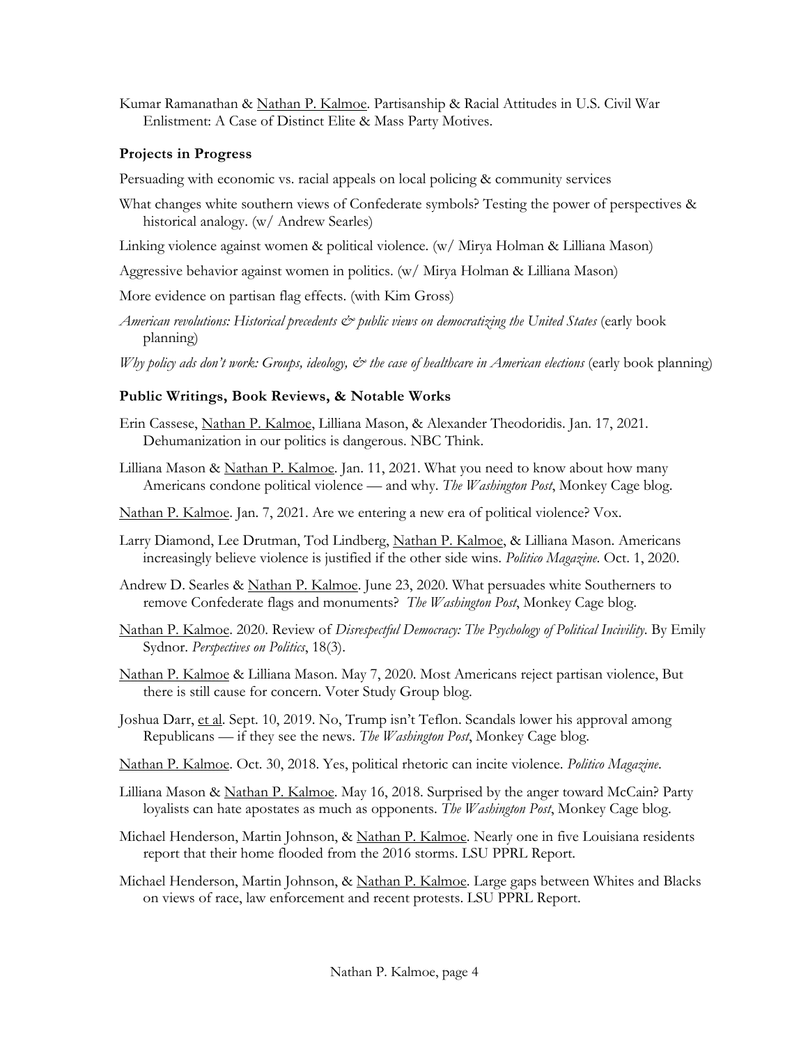Kumar Ramanathan & <u>Nathan P. Kalmoe</u>. Partisanship & Racial Attitudes in U.S. Civil War Enlistment: A Case of Distinct Elite & Mass Party Motives.

### Projects in Progress

Persuading with economic vs. racial appeals on local policing & community services

What changes white southern views of Confederate symbols? Testing the power of perspectives & historical analogy. (w/ Andrew Searles)

Linking violence against women & political violence. (w/ Mirya Holman & Lilliana Mason)

Aggressive behavior against women in politics. (w/ Mirya Holman & Lilliana Mason)

More evidence on partisan flag effects. (with Kim Gross)

*American revolutions: Historical precedents & public views on democratizing the United States* (early book planning)

*Why policy ads don't work: Groups, ideology, & the case of healthcare in American elections* (early book planning)

### Public Writings, Book Reviews, & Notable Works

Erin Cassese, <u>Nathan P. Kalmoe</u>, Lilliana Mason, & Alexander Theodoridis. Jan. 17, 2021. Dehumanization in our politics is dangerous. NBC Think.

Lilliana Mason & <u>Nathan P. Kalmoe</u>. Jan. 11, 2021. What you need to know about how many Americans condone political violence — and why. *The Washington Post*, Monkey Cage blog.

<u>Nathan P. Kalmoe</u>. Jan. 7, 2021. Are we entering a new era of political violence? Vox.

Larry Diamond, Lee Drutman, Tod Lindberg, <u>Nathan P. Kalmoe</u>, & Lilliana Mason. Americans increasingly believe violence is justified if the other side wins. *Politico Magazine*. Oct. 1, 2020.

Andrew D. Searles & <u>Nathan P. Kalmoe</u>. June 23, 2020. What persuades white Southerners to remove Confederate flags and monuments? *The Washington Post*, Monkey Cage blog.

<u>Nathan P. Kalmoe</u>. 2020. Review of *Disrespectful Democracy: The Psychology of Political Incivility*. By Emily Sydnor. *Perspectives on Politics*, 18(3).

<u>Nathan P. Kalmoe</u> & Lilliana Mason. May 7, 2020. Most Americans reject partisan violence, But there is still cause for concern. Voter Study Group blog.

Joshua Darr, <u>et al</u>. Sept. 10, 2019. No, Trump isn't Teflon. Scandals lower his approval among Republicans — if they see the news. *The Washington Post*, Monkey Cage blog.

<u>Nathan P. Kalmoe</u>. Oct. 30, 2018. Yes, political rhetoric can incite violence. *Politico Magazine*.

Lilliana Mason & <u>Nathan P. Kalmoe</u>. May 16, 2018. Surprised by the anger toward McCain? Party loyalists can hate apostates as much as opponents. *The Washington Post*, Monkey Cage blog.

Michael Henderson, Martin Johnson, & <u>Nathan P. Kalmoe</u>. Nearly one in five Louisiana residents report that their home flooded from the 2016 storms. LSU PPRL Report.

Michael Henderson, Martin Johnson, & <u>Nathan P. Kalmoe</u>. Large gaps between Whites and Blacks on views of race, law enforcement and recent protests. LSU PPRL Report.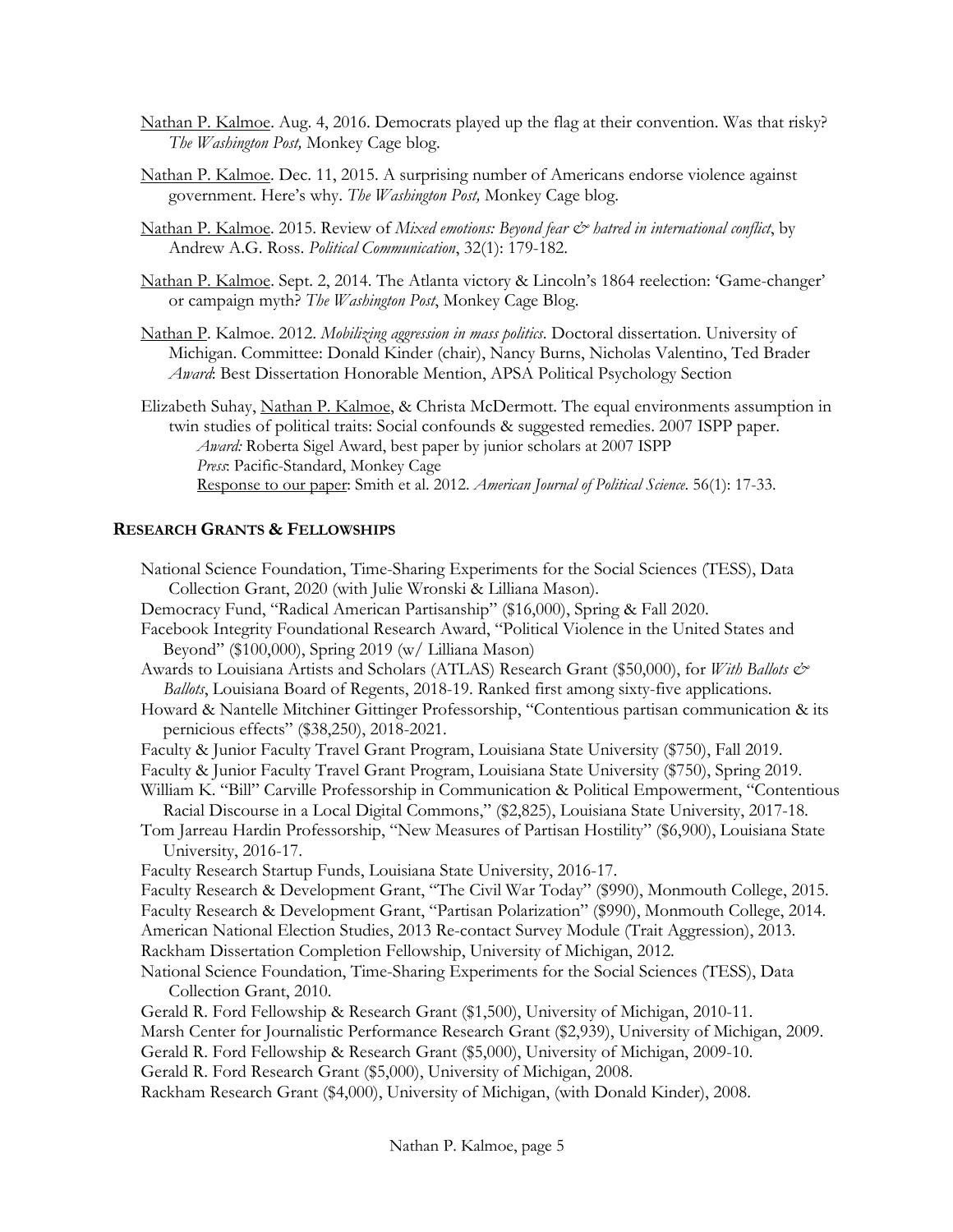Nathan P. Kalmoe. Aug. 4, 2016. Democrats played up the flag at their convention. Was that risky? *The Washington Post,* Monkey Cage blog.

Nathan P. Kalmoe. Dec. 11, 2015. A surprising number of Americans endorse violence against government. Here's why. *The Washington Post,* Monkey Cage blog.

Nathan P. Kalmoe. 2015. Review of *Mixed emotions: Beyond fear & hatred in international conflict*, by Andrew A.G. Ross. *Political Communication*, 32(1): 179-182.

Nathan P. Kalmoe. Sept. 2, 2014. The Atlanta victory & Lincoln's 1864 reelection: 'Game-changer' or campaign myth? *The Washington Post*, Monkey Cage Blog.

Nathan P. Kalmoe. 2012. *Mobilizing aggression in mass politics*. Doctoral dissertation. University of Michigan. Committee: Donald Kinder (chair), Nancy Burns, Nicholas Valentino, Ted Brader
*Award*: Best Dissertation Honorable Mention, APSA Political Psychology Section

Elizabeth Suhay, Nathan P. Kalmoe, & Christa McDermott. The equal environments assumption in twin studies of political traits: Social confounds & suggested remedies. 2007 ISPP paper.
*Award:* Roberta Sigel Award, best paper by junior scholars at 2007 ISPP
*Press*: Pacific-Standard, Monkey Cage
Response to our paper: Smith et al. 2012. *American Journal of Political Science*. 56(1): 17-33.

## RESEARCH GRANTS & FELLOWSHIPS

National Science Foundation, Time-Sharing Experiments for the Social Sciences (TESS), Data Collection Grant, 2020 (with Julie Wronski & Lilliana Mason).
Democracy Fund, "Radical American Partisanship" ($16,000), Spring & Fall 2020.
Facebook Integrity Foundational Research Award, "Political Violence in the United States and Beyond" ($100,000), Spring 2019 (w/ Lilliana Mason)
Awards to Louisiana Artists and Scholars (ATLAS) Research Grant ($50,000), for *With Ballots & Ballots*, Louisiana Board of Regents, 2018-19. Ranked first among sixty-five applications.
Howard & Nantelle Mitchiner Gittinger Professorship, "Contentious partisan communication & its pernicious effects" ($38,250), 2018-2021.
Faculty & Junior Faculty Travel Grant Program, Louisiana State University ($750), Fall 2019.
Faculty & Junior Faculty Travel Grant Program, Louisiana State University ($750), Spring 2019.
William K. "Bill" Carville Professorship in Communication & Political Empowerment, "Contentious Racial Discourse in a Local Digital Commons," ($2,825), Louisiana State University, 2017-18.
Tom Jarreau Hardin Professorship, "New Measures of Partisan Hostility" ($6,900), Louisiana State University, 2016-17.
Faculty Research Startup Funds, Louisiana State University, 2016-17.
Faculty Research & Development Grant, "The Civil War Today" ($990), Monmouth College, 2015.
Faculty Research & Development Grant, "Partisan Polarization" ($990), Monmouth College, 2014.
American National Election Studies, 2013 Re-contact Survey Module (Trait Aggression), 2013.
Rackham Dissertation Completion Fellowship, University of Michigan, 2012.
National Science Foundation, Time-Sharing Experiments for the Social Sciences (TESS), Data Collection Grant, 2010.
Gerald R. Ford Fellowship & Research Grant ($1,500), University of Michigan, 2010-11.
Marsh Center for Journalistic Performance Research Grant ($2,939), University of Michigan, 2009.
Gerald R. Ford Fellowship & Research Grant ($5,000), University of Michigan, 2009-10.
Gerald R. Ford Research Grant ($5,000), University of Michigan, 2008.
Rackham Research Grant ($4,000), University of Michigan, (with Donald Kinder), 2008.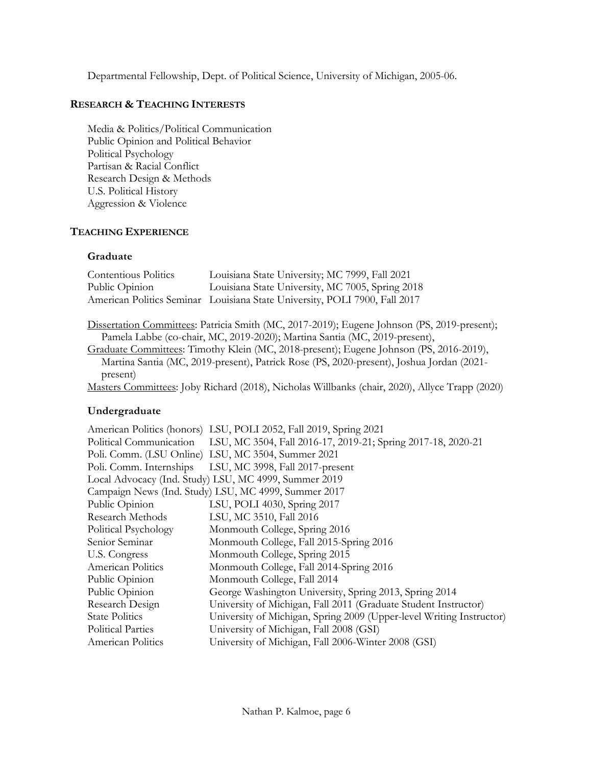Departmental Fellowship, Dept. of Political Science, University of Michigan, 2005-06.

## RESEARCH & TEACHING INTERESTS

Media & Politics/Political Communication
Public Opinion and Political Behavior
Political Psychology
Partisan & Racial Conflict
Research Design & Methods
U.S. Political History
Aggression & Violence

## TEACHING EXPERIENCE

### Graduate

| | |
|---|---|
| Contentious Politics | Louisiana State University; MC 7999, Fall 2021 |
| Public Opinion | Louisiana State University, MC 7005, Spring 2018 |
| American Politics Seminar | Louisiana State University, POLI 7900, Fall 2017 |

Dissertation Committees: Patricia Smith (MC, 2017-2019); Eugene Johnson (PS, 2019-present); Pamela Labbe (co-chair, MC, 2019-2020); Martina Santia (MC, 2019-present),

Graduate Committees: Timothy Klein (MC, 2018-present); Eugene Johnson (PS, 2016-2019), Martina Santia (MC, 2019-present), Patrick Rose (PS, 2020-present), Joshua Jordan (2021-present)

Masters Committees: Joby Richard (2018), Nicholas Willbanks (chair, 2020), Allyce Trapp (2020)

### Undergraduate

| | |
|---|---|
| American Politics (honors) | LSU, POLI 2052, Fall 2019, Spring 2021 |
| Political Communication | LSU, MC 3504, Fall 2016-17, 2019-21; Spring 2017-18, 2020-21 |
| Poli. Comm. (LSU Online) | LSU, MC 3504, Summer 2021 |
| Poli. Comm. Internships | LSU, MC 3998, Fall 2017-present |
| Local Advocacy (Ind. Study) | LSU, MC 4999, Summer 2019 |
| Campaign News (Ind. Study) | LSU, MC 4999, Summer 2017 |
| Public Opinion | LSU, POLI 4030, Spring 2017 |
| Research Methods | LSU, MC 3510, Fall 2016 |
| Political Psychology | Monmouth College, Spring 2016 |
| Senior Seminar | Monmouth College, Fall 2015-Spring 2016 |
| U.S. Congress | Monmouth College, Spring 2015 |
| American Politics | Monmouth College, Fall 2014-Spring 2016 |
| Public Opinion | Monmouth College, Fall 2014 |
| Public Opinion | George Washington University, Spring 2013, Spring 2014 |
| Research Design | University of Michigan, Fall 2011 (Graduate Student Instructor) |
| State Politics | University of Michigan, Spring 2009 (Upper-level Writing Instructor) |
| Political Parties | University of Michigan, Fall 2008 (GSI) |
| American Politics | University of Michigan, Fall 2006-Winter 2008 (GSI) |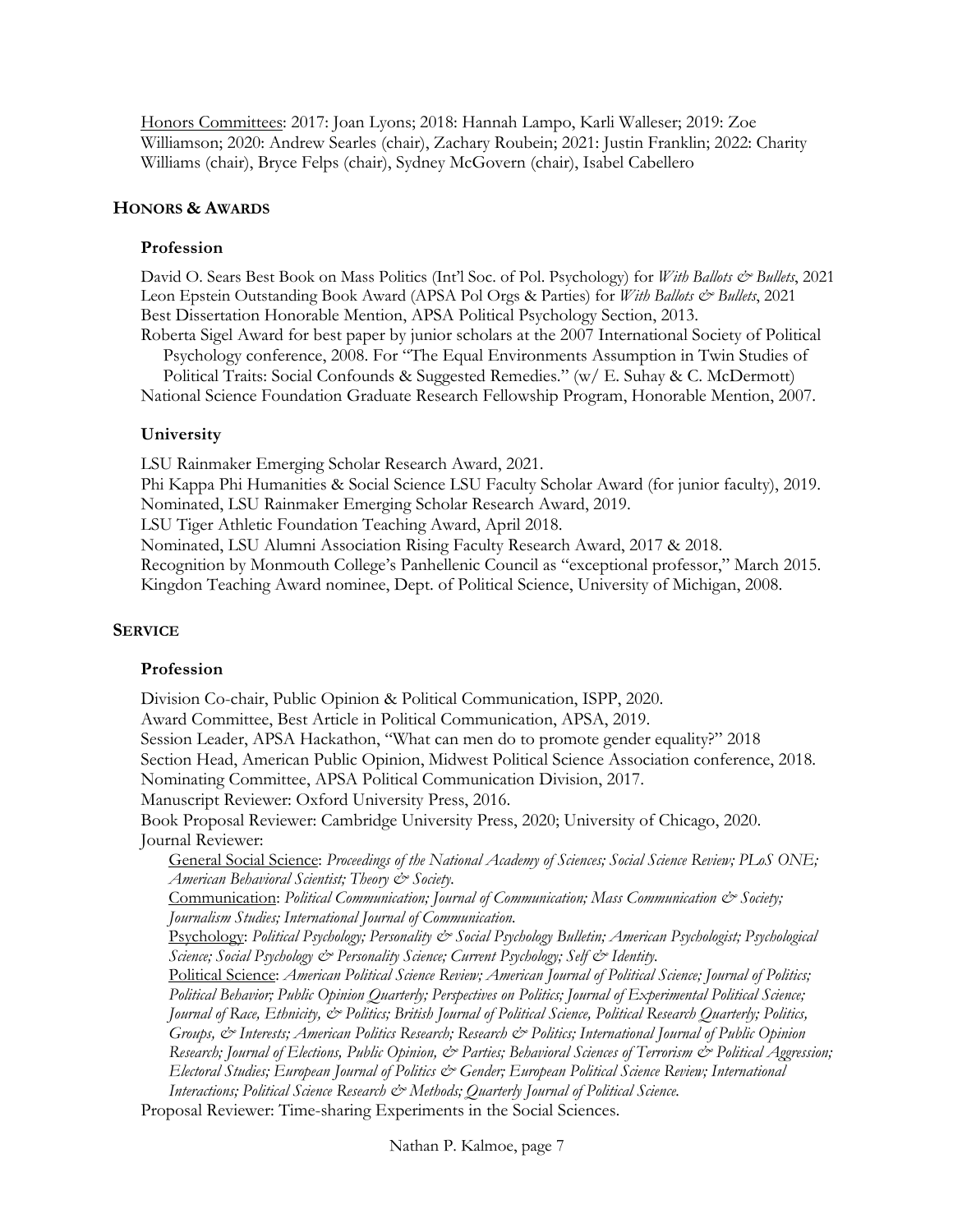Honors Committees: 2017: Joan Lyons; 2018: Hannah Lampo, Karli Walleser; 2019: Zoe Williamson; 2020: Andrew Searles (chair), Zachary Roubein; 2021: Justin Franklin; 2022: Charity Williams (chair), Bryce Felps (chair), Sydney McGovern (chair), Isabel Cabellero

## HONORS & AWARDS

### Profession

David O. Sears Best Book on Mass Politics (Int'l Soc. of Pol. Psychology) for *With Ballots & Bullets*, 2021
Leon Epstein Outstanding Book Award (APSA Pol Orgs & Parties) for *With Ballots & Bullets*, 2021
Best Dissertation Honorable Mention, APSA Political Psychology Section, 2013.
Roberta Sigel Award for best paper by junior scholars at the 2007 International Society of Political Psychology conference, 2008. For "The Equal Environments Assumption in Twin Studies of Political Traits: Social Confounds & Suggested Remedies." (w/ E. Suhay & C. McDermott)
National Science Foundation Graduate Research Fellowship Program, Honorable Mention, 2007.

### University

LSU Rainmaker Emerging Scholar Research Award, 2021.
Phi Kappa Phi Humanities & Social Science LSU Faculty Scholar Award (for junior faculty), 2019.
Nominated, LSU Rainmaker Emerging Scholar Research Award, 2019.
LSU Tiger Athletic Foundation Teaching Award, April 2018.
Nominated, LSU Alumni Association Rising Faculty Research Award, 2017 & 2018.
Recognition by Monmouth College's Panhellenic Council as "exceptional professor," March 2015.
Kingdon Teaching Award nominee, Dept. of Political Science, University of Michigan, 2008.

## SERVICE

### Profession

Division Co-chair, Public Opinion & Political Communication, ISPP, 2020.
Award Committee, Best Article in Political Communication, APSA, 2019.
Session Leader, APSA Hackathon, "What can men do to promote gender equality?" 2018
Section Head, American Public Opinion, Midwest Political Science Association conference, 2018.
Nominating Committee, APSA Political Communication Division, 2017.
Manuscript Reviewer: Oxford University Press, 2016.
Book Proposal Reviewer: Cambridge University Press, 2020; University of Chicago, 2020.
Journal Reviewer:

General Social Science: *Proceedings of the National Academy of Sciences; Social Science Review; PLoS ONE; American Behavioral Scientist; Theory & Society.*

Communication: *Political Communication; Journal of Communication; Mass Communication & Society; Journalism Studies; International Journal of Communication.*

Psychology: *Political Psychology; Personality & Social Psychology Bulletin; American Psychologist; Psychological Science; Social Psychology & Personality Science; Current Psychology; Self & Identity.*

Political Science: *American Political Science Review; American Journal of Political Science; Journal of Politics; Political Behavior; Public Opinion Quarterly; Perspectives on Politics; Journal of Experimental Political Science; Journal of Race, Ethnicity, & Politics; British Journal of Political Science, Political Research Quarterly; Politics, Groups, & Interests; American Politics Research; Research & Politics; International Journal of Public Opinion Research; Journal of Elections, Public Opinion, & Parties; Behavioral Sciences of Terrorism & Political Aggression; Electoral Studies; European Journal of Politics & Gender; European Political Science Review; International Interactions; Political Science Research & Methods; Quarterly Journal of Political Science.*

Proposal Reviewer: Time-sharing Experiments in the Social Sciences.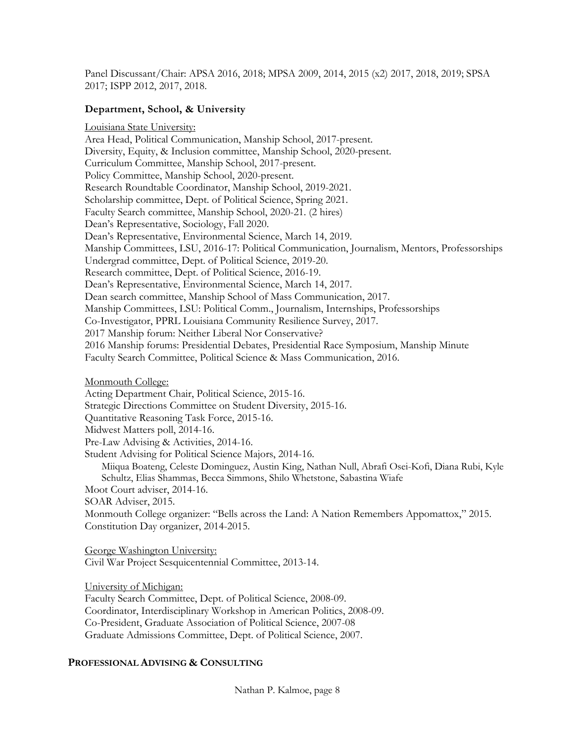Panel Discussant/Chair: APSA 2016, 2018; MPSA 2009, 2014, 2015 (x2) 2017, 2018, 2019; SPSA 2017; ISPP 2012, 2017, 2018.

### Department, School, & University

Louisiana State University:

Area Head, Political Communication, Manship School, 2017-present.
Diversity, Equity, & Inclusion committee, Manship School, 2020-present.
Curriculum Committee, Manship School, 2017-present.
Policy Committee, Manship School, 2020-present.
Research Roundtable Coordinator, Manship School, 2019-2021.
Scholarship committee, Dept. of Political Science, Spring 2021.
Faculty Search committee, Manship School, 2020-21. (2 hires)
Dean's Representative, Sociology, Fall 2020.
Dean's Representative, Environmental Science, March 14, 2019.
Manship Committees, LSU, 2016-17: Political Communication, Journalism, Mentors, Professorships
Undergrad committee, Dept. of Political Science, 2019-20.
Research committee, Dept. of Political Science, 2016-19.
Dean's Representative, Environmental Science, March 14, 2017.
Dean search committee, Manship School of Mass Communication, 2017.
Manship Committees, LSU: Political Comm., Journalism, Internships, Professorships
Co-Investigator, PPRL Louisiana Community Resilience Survey, 2017.
2017 Manship forum: Neither Liberal Nor Conservative?
2016 Manship forums: Presidential Debates, Presidential Race Symposium, Manship Minute
Faculty Search Committee, Political Science & Mass Communication, 2016.

Monmouth College:

Acting Department Chair, Political Science, 2015-16.
Strategic Directions Committee on Student Diversity, 2015-16.
Quantitative Reasoning Task Force, 2015-16.
Midwest Matters poll, 2014-16.
Pre-Law Advising & Activities, 2014-16.
Student Advising for Political Science Majors, 2014-16.
Miiqua Boateng, Celeste Dominguez, Austin King, Nathan Null, Abrafi Osei-Kofi, Diana Rubi, Kyle Schultz, Elias Shammas, Becca Simmons, Shilo Whetstone, Sabastina Wiafe
Moot Court adviser, 2014-16.
SOAR Adviser, 2015.
Monmouth College organizer: "Bells across the Land: A Nation Remembers Appomattox," 2015.
Constitution Day organizer, 2014-2015.

George Washington University:

Civil War Project Sesquicentennial Committee, 2013-14.

University of Michigan:

Faculty Search Committee, Dept. of Political Science, 2008-09.
Coordinator, Interdisciplinary Workshop in American Politics, 2008-09.
Co-President, Graduate Association of Political Science, 2007-08
Graduate Admissions Committee, Dept. of Political Science, 2007.

## PROFESSIONAL ADVISING & CONSULTING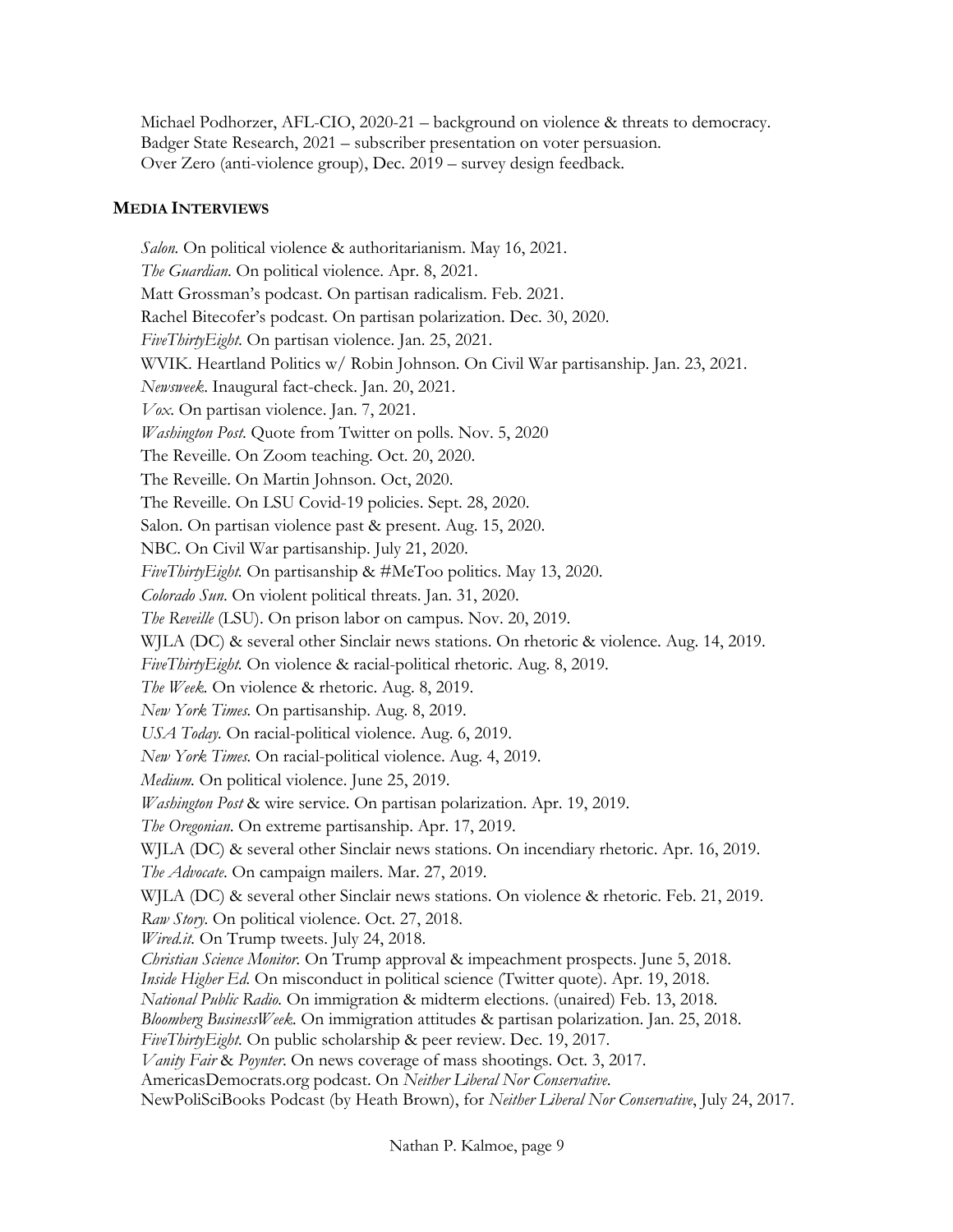Michael Podhorzer, AFL-CIO, 2020-21 – background on violence & threats to democracy.
Badger State Research, 2021 – subscriber presentation on voter persuasion.
Over Zero (anti-violence group), Dec. 2019 – survey design feedback.

### MEDIA INTERVIEWS

*Salon*. On political violence & authoritarianism. May 16, 2021.
*The Guardian*. On political violence. Apr. 8, 2021.
Matt Grossman's podcast. On partisan radicalism. Feb. 2021.
Rachel Bitecofer's podcast. On partisan polarization. Dec. 30, 2020.
*FiveThirtyEight*. On partisan violence. Jan. 25, 2021.
WVIK. Heartland Politics w/ Robin Johnson. On Civil War partisanship. Jan. 23, 2021.
*Newsweek*. Inaugural fact-check. Jan. 20, 2021.
*Vox*. On partisan violence. Jan. 7, 2021.
*Washington Post*. Quote from Twitter on polls. Nov. 5, 2020
The Reveille. On Zoom teaching. Oct. 20, 2020.
The Reveille. On Martin Johnson. Oct, 2020.
The Reveille. On LSU Covid-19 policies. Sept. 28, 2020.
Salon. On partisan violence past & present. Aug. 15, 2020.
NBC. On Civil War partisanship. July 21, 2020.
*FiveThirtyEight*. On partisanship & #MeToo politics. May 13, 2020.
*Colorado Sun*. On violent political threats. Jan. 31, 2020.
*The Reveille* (LSU). On prison labor on campus. Nov. 20, 2019.
WJLA (DC) & several other Sinclair news stations. On rhetoric & violence. Aug. 14, 2019.
*FiveThirtyEight*. On violence & racial-political rhetoric. Aug. 8, 2019.
*The Week*. On violence & rhetoric. Aug. 8, 2019.
*New York Times*. On partisanship. Aug. 8, 2019.
*USA Today*. On racial-political violence. Aug. 6, 2019.
*New York Times*. On racial-political violence. Aug. 4, 2019.
*Medium*. On political violence. June 25, 2019.
*Washington Post* & wire service. On partisan polarization. Apr. 19, 2019.
*The Oregonian*. On extreme partisanship. Apr. 17, 2019.
WJLA (DC) & several other Sinclair news stations. On incendiary rhetoric. Apr. 16, 2019.
*The Advocate*. On campaign mailers. Mar. 27, 2019.
WJLA (DC) & several other Sinclair news stations. On violence & rhetoric. Feb. 21, 2019.
*Raw Story*. On political violence. Oct. 27, 2018.
*Wired.it*. On Trump tweets. July 24, 2018.
*Christian Science Monitor*. On Trump approval & impeachment prospects. June 5, 2018.
*Inside Higher Ed*. On misconduct in political science (Twitter quote). Apr. 19, 2018.
*National Public Radio*. On immigration & midterm elections. (unaired) Feb. 13, 2018.
*Bloomberg BusinessWeek*. On immigration attitudes & partisan polarization. Jan. 25, 2018.
*FiveThirtyEight*. On public scholarship & peer review. Dec. 19, 2017.
*Vanity Fair* & *Poynter*. On news coverage of mass shootings. Oct. 3, 2017.
AmericasDemocrats.org podcast. On *Neither Liberal Nor Conservative*.
NewPoliSciBooks Podcast (by Heath Brown), for *Neither Liberal Nor Conservative*, July 24, 2017.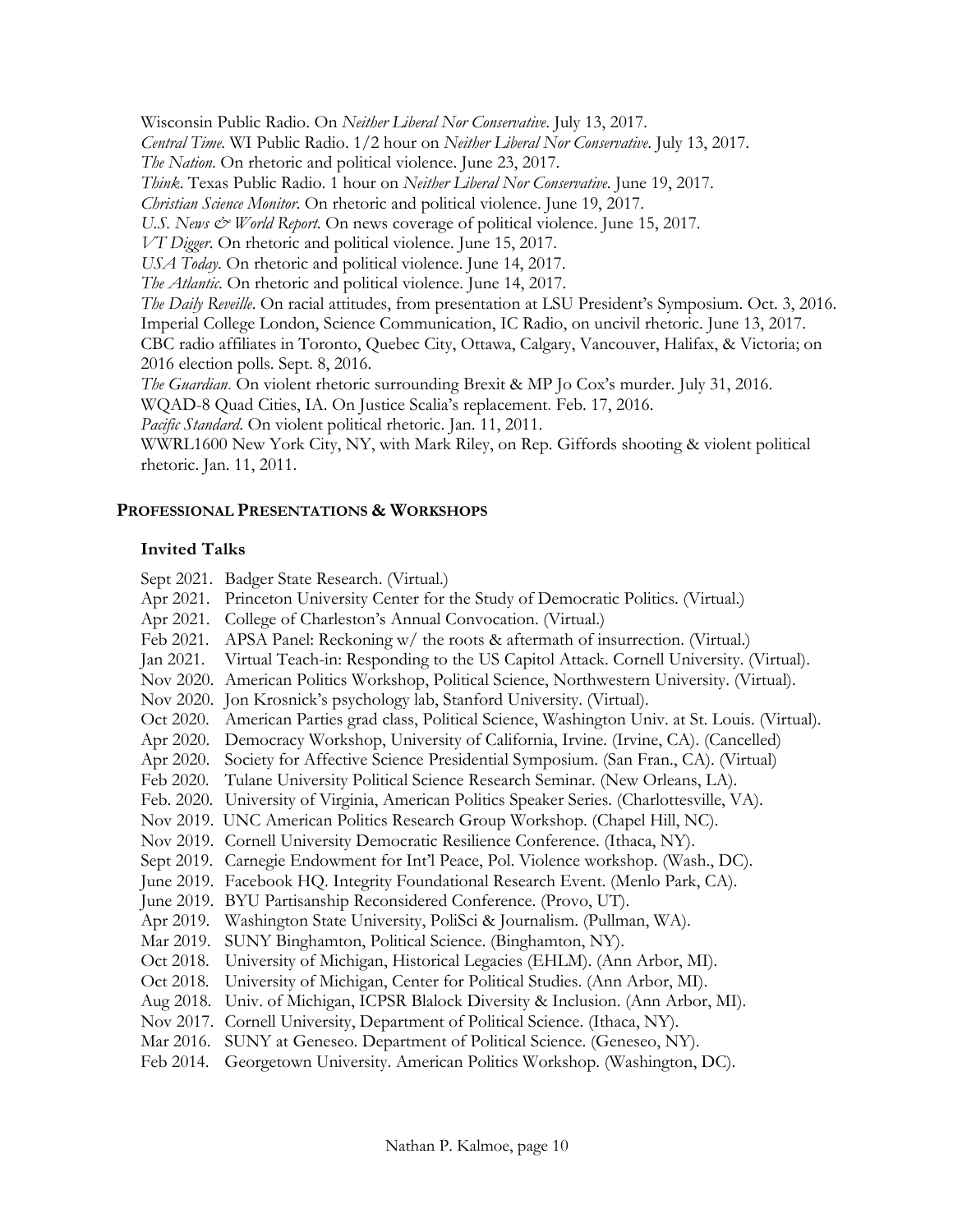Wisconsin Public Radio. On *Neither Liberal Nor Conservative*. July 13, 2017.
*Central Time*. WI Public Radio. 1/2 hour on *Neither Liberal Nor Conservative*. July 13, 2017.
*The Nation*. On rhetoric and political violence. June 23, 2017.
*Think*. Texas Public Radio. 1 hour on *Neither Liberal Nor Conservative*. June 19, 2017.
*Christian Science Monitor*. On rhetoric and political violence. June 19, 2017.
*U.S. News & World Report*. On news coverage of political violence. June 15, 2017.
*VT Digger*. On rhetoric and political violence. June 15, 2017.
*USA Today*. On rhetoric and political violence. June 14, 2017.
*The Atlantic*. On rhetoric and political violence. June 14, 2017.
*The Daily Reveille*. On racial attitudes, from presentation at LSU President's Symposium. Oct. 3, 2016.
Imperial College London, Science Communication, IC Radio, on uncivil rhetoric. June 13, 2017.
CBC radio affiliates in Toronto, Quebec City, Ottawa, Calgary, Vancouver, Halifax, & Victoria; on 2016 election polls. Sept. 8, 2016.
*The Guardian.* On violent rhetoric surrounding Brexit & MP Jo Cox's murder. July 31, 2016.
WQAD-8 Quad Cities, IA. On Justice Scalia's replacement. Feb. 17, 2016.
*Pacific Standard*. On violent political rhetoric. Jan. 11, 2011.
WWRL1600 New York City, NY, with Mark Riley, on Rep. Giffords shooting & violent political rhetoric. Jan. 11, 2011.

## PROFESSIONAL PRESENTATIONS & WORKSHOPS

### Invited Talks

Sept 2021. Badger State Research. (Virtual.)
Apr 2021. Princeton University Center for the Study of Democratic Politics. (Virtual.)
Apr 2021. College of Charleston's Annual Convocation. (Virtual.)
Feb 2021. APSA Panel: Reckoning w/ the roots & aftermath of insurrection. (Virtual.)
Jan 2021. Virtual Teach-in: Responding to the US Capitol Attack. Cornell University. (Virtual).
Nov 2020. American Politics Workshop, Political Science, Northwestern University. (Virtual).
Nov 2020. Jon Krosnick's psychology lab, Stanford University. (Virtual).
Oct 2020. American Parties grad class, Political Science, Washington Univ. at St. Louis. (Virtual).
Apr 2020. Democracy Workshop, University of California, Irvine. (Irvine, CA). (Cancelled)
Apr 2020. Society for Affective Science Presidential Symposium. (San Fran., CA). (Virtual)
Feb 2020. Tulane University Political Science Research Seminar. (New Orleans, LA).
Feb. 2020. University of Virginia, American Politics Speaker Series. (Charlottesville, VA).
Nov 2019. UNC American Politics Research Group Workshop. (Chapel Hill, NC).
Nov 2019. Cornell University Democratic Resilience Conference. (Ithaca, NY).
Sept 2019. Carnegie Endowment for Int'l Peace, Pol. Violence workshop. (Wash., DC).
June 2019. Facebook HQ. Integrity Foundational Research Event. (Menlo Park, CA).
June 2019. BYU Partisanship Reconsidered Conference. (Provo, UT).
Apr 2019. Washington State University, PoliSci & Journalism. (Pullman, WA).
Mar 2019. SUNY Binghamton, Political Science. (Binghamton, NY).
Oct 2018. University of Michigan, Historical Legacies (EHLM). (Ann Arbor, MI).
Oct 2018. University of Michigan, Center for Political Studies. (Ann Arbor, MI).
Aug 2018. Univ. of Michigan, ICPSR Blalock Diversity & Inclusion. (Ann Arbor, MI).
Nov 2017. Cornell University, Department of Political Science. (Ithaca, NY).
Mar 2016. SUNY at Geneseo. Department of Political Science. (Geneseo, NY).
Feb 2014. Georgetown University. American Politics Workshop. (Washington, DC).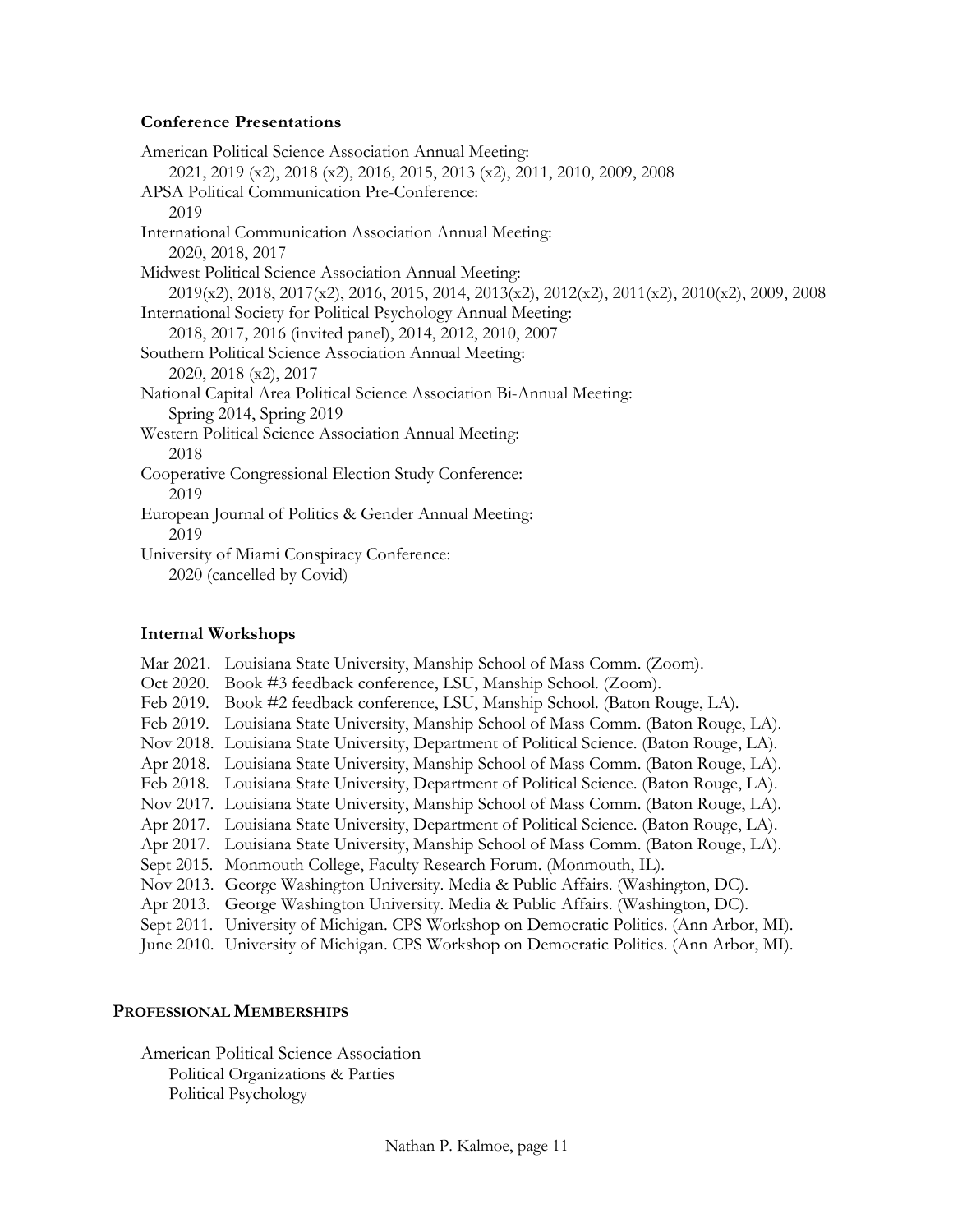### Conference Presentations

American Political Science Association Annual Meeting:
  2021, 2019 (x2), 2018 (x2), 2016, 2015, 2013 (x2), 2011, 2010, 2009, 2008

APSA Political Communication Pre-Conference:
  2019

International Communication Association Annual Meeting:
  2020, 2018, 2017

Midwest Political Science Association Annual Meeting:
  2019(x2), 2018, 2017(x2), 2016, 2015, 2014, 2013(x2), 2012(x2), 2011(x2), 2010(x2), 2009, 2008

International Society for Political Psychology Annual Meeting:
  2018, 2017, 2016 (invited panel), 2014, 2012, 2010, 2007

Southern Political Science Association Annual Meeting:
  2020, 2018 (x2), 2017

National Capital Area Political Science Association Bi-Annual Meeting:
  Spring 2014, Spring 2019

Western Political Science Association Annual Meeting:
  2018

Cooperative Congressional Election Study Conference:
  2019

European Journal of Politics & Gender Annual Meeting:
  2019

University of Miami Conspiracy Conference:
  2020 (cancelled by Covid)

### Internal Workshops

Mar 2021. Louisiana State University, Manship School of Mass Comm. (Zoom).
Oct 2020. Book #3 feedback conference, LSU, Manship School. (Zoom).
Feb 2019. Book #2 feedback conference, LSU, Manship School. (Baton Rouge, LA).
Feb 2019. Louisiana State University, Manship School of Mass Comm. (Baton Rouge, LA).
Nov 2018. Louisiana State University, Department of Political Science. (Baton Rouge, LA).
Apr 2018. Louisiana State University, Manship School of Mass Comm. (Baton Rouge, LA).
Feb 2018. Louisiana State University, Department of Political Science. (Baton Rouge, LA).
Nov 2017. Louisiana State University, Manship School of Mass Comm. (Baton Rouge, LA).
Apr 2017. Louisiana State University, Department of Political Science. (Baton Rouge, LA).
Apr 2017. Louisiana State University, Manship School of Mass Comm. (Baton Rouge, LA).
Sept 2015. Monmouth College, Faculty Research Forum. (Monmouth, IL).
Nov 2013. George Washington University. Media & Public Affairs. (Washington, DC).
Apr 2013. George Washington University. Media & Public Affairs. (Washington, DC).
Sept 2011. University of Michigan. CPS Workshop on Democratic Politics. (Ann Arbor, MI).
June 2010. University of Michigan. CPS Workshop on Democratic Politics. (Ann Arbor, MI).

## PROFESSIONAL MEMBERSHIPS

American Political Science Association
  Political Organizations & Parties
  Political Psychology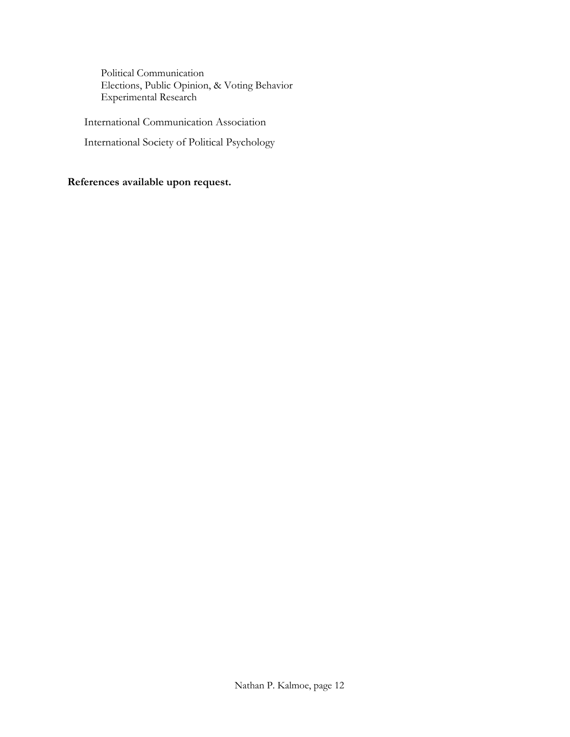Political Communication
Elections, Public Opinion, & Voting Behavior
Experimental Research

International Communication Association

International Society of Political Psychology

**References available upon request.**